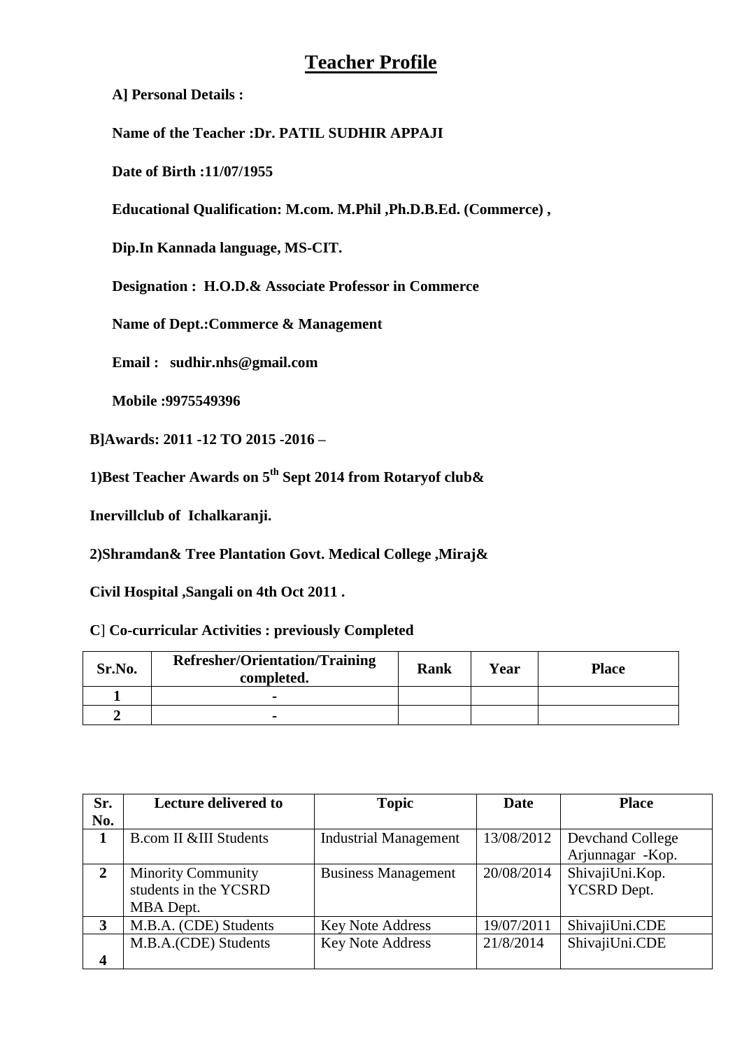# Teacher Profile

**A] Personal Details :**

**Name of the Teacher :Dr. PATIL SUDHIR APPAJI**

**Date of Birth :11/07/1955**

**Educational Qualification: M.com. M.Phil ,Ph.D.B.Ed. (Commerce) ,**

**Dip.In Kannada language, MS-CIT.**

**Designation : H.O.D.& Associate Professor in Commerce**

**Name of Dept.:Commerce & Management**

**Email : sudhir.nhs@gmail.com**

**Mobile :9975549396**

**B]Awards: 2011 -12 TO 2015 -2016 –**

**1)Best Teacher Awards on 5th Sept 2014 from Rotaryof club&**

**Inervillclub of Ichalkaranji.**

**2)Shramdan& Tree Plantation Govt. Medical College ,Miraj&**

**Civil Hospital ,Sangali on 4th Oct 2011 .**

**C] Co-curricular Activities : previously Completed**

| Sr.No. | Refresher/Orientation/Training completed. | Rank | Year | Place |
|---|---|---|---|---|
| 1 | - | | | |
| 2 | - | | | |

| Sr. No. | Lecture delivered to | Topic | Date | Place |
|---|---|---|---|---|
| 1 | B.com II &III Students | Industrial Management | 13/08/2012 | Devchand College Arjunnagar -Kop. |
| 2 | Minority Community students in the YCSRD MBA Dept. | Business Management | 20/08/2014 | ShivajiUni.Kop. YCSRD Dept. |
| 3 | M.B.A. (CDE) Students | Key Note Address | 19/07/2011 | ShivajiUni.CDE |
| 4 | M.B.A.(CDE) Students | Key Note Address | 21/8/2014 | ShivajiUni.CDE |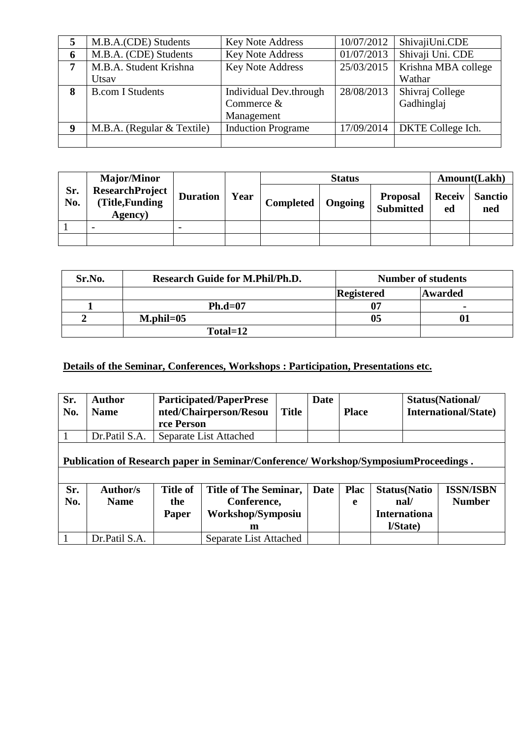| 5 | M.B.A.(CDE) Students | Key Note Address | 10/07/2012 | ShivajiUni.CDE |
|---|---|---|---|---|
| 6 | M.B.A. (CDE) Students | Key Note Address | 01/07/2013 | Shivaji Uni. CDE |
| 7 | M.B.A. Student Krishna Utsav | Key Note Address | 25/03/2015 | Krishna MBA college Wathar |
| 8 | B.com I Students | Individual Dev.through Commerce & Management | 28/08/2013 | Shivraj College Gadhinglaj |
| 9 | M.B.A. (Regular & Textile) | Induction Programe | 17/09/2014 | DKTE College Ich. |
| | | | | |

| Sr. No. | Major/Minor ResearchProject (Title,Funding Agency) | Duration | Year | Status | | | Amount(Lakh) | |
|---|---|---|---|---|---|---|---|---|
| | | | | Completed | Ongoing | Proposal Submitted | Received | Sanctioned |
| 1 | - | - | | | | | | |
| | | | | | | | | |

| Sr.No. | Research Guide for M.Phil/Ph.D. | Number of students | |
|---|---|---|---|
| | | Registered | Awarded |
| 1 | Ph.d=07 | 07 | - |
| 2 | M.phil=05 | 05 | 01 |
| | Total=12 | | |

**Details of the Seminar, Conferences, Workshops : Participation, Presentations etc.**

| Sr. No. | Author Name | Participated/PaperPresented/Chairperson/Resource Person | Title | Date | Place | Status(National/ International/State) |
|---|---|---|---|---|---|---|
| 1 | Dr.Patil S.A. | Separate List Attached | | | | |

**Publication of Research paper in Seminar/Conference/ Workshop/SymposiumProceedings .**

| Sr. No. | Author/s Name | Title of the Paper | Title of The Seminar, Conference, Workshop/Symposium | Date | Place | Status(National/ International/State) | ISSN/ISBN Number |
|---|---|---|---|---|---|---|---|
| 1 | Dr.Patil S.A. | | Separate List Attached | | | | |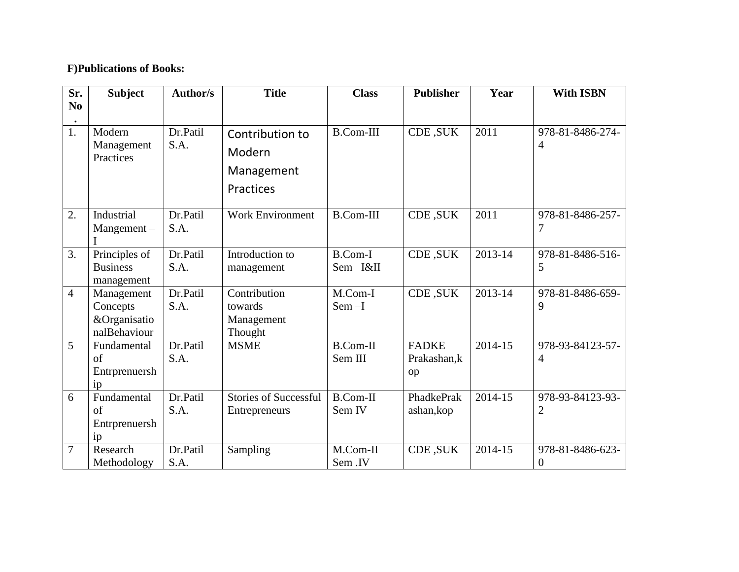**F)Publications of Books:**

| Sr. No. | Subject | Author/s | Title | Class | Publisher | Year | With ISBN |
|---|---|---|---|---|---|---|---|
| 1. | Modern Management Practices | Dr.Patil S.A. | Contribution to Modern Management Practices | B.Com-III | CDE ,SUK | 2011 | 978-81-8486-274-4 |
| 2. | Industrial Mangement –I | Dr.Patil S.A. | Work Environment | B.Com-III | CDE ,SUK | 2011 | 978-81-8486-257-7 |
| 3. | Principles of Business management | Dr.Patil S.A. | Introduction to management | B.Com-I Sem –I&II | CDE ,SUK | 2013-14 | 978-81-8486-516-5 |
| 4 | Management Concepts &Organisatio nalBehaviour | Dr.Patil S.A. | Contribution towards Management Thought | M.Com-I Sem –I | CDE ,SUK | 2013-14 | 978-81-8486-659-9 |
| 5 | Fundamental of Entrprenuership | Dr.Patil S.A. | MSME | B.Com-II Sem III | FADKE Prakashan,kop | 2014-15 | 978-93-84123-57-4 |
| 6 | Fundamental of Entrprenuership | Dr.Patil S.A. | Stories of Successful Entrepreneurs | B.Com-II Sem IV | PhadkePrakashan,kop | 2014-15 | 978-93-84123-93-2 |
| 7 | Research Methodology | Dr.Patil S.A. | Sampling | M.Com-II Sem .IV | CDE ,SUK | 2014-15 | 978-81-8486-623-0 |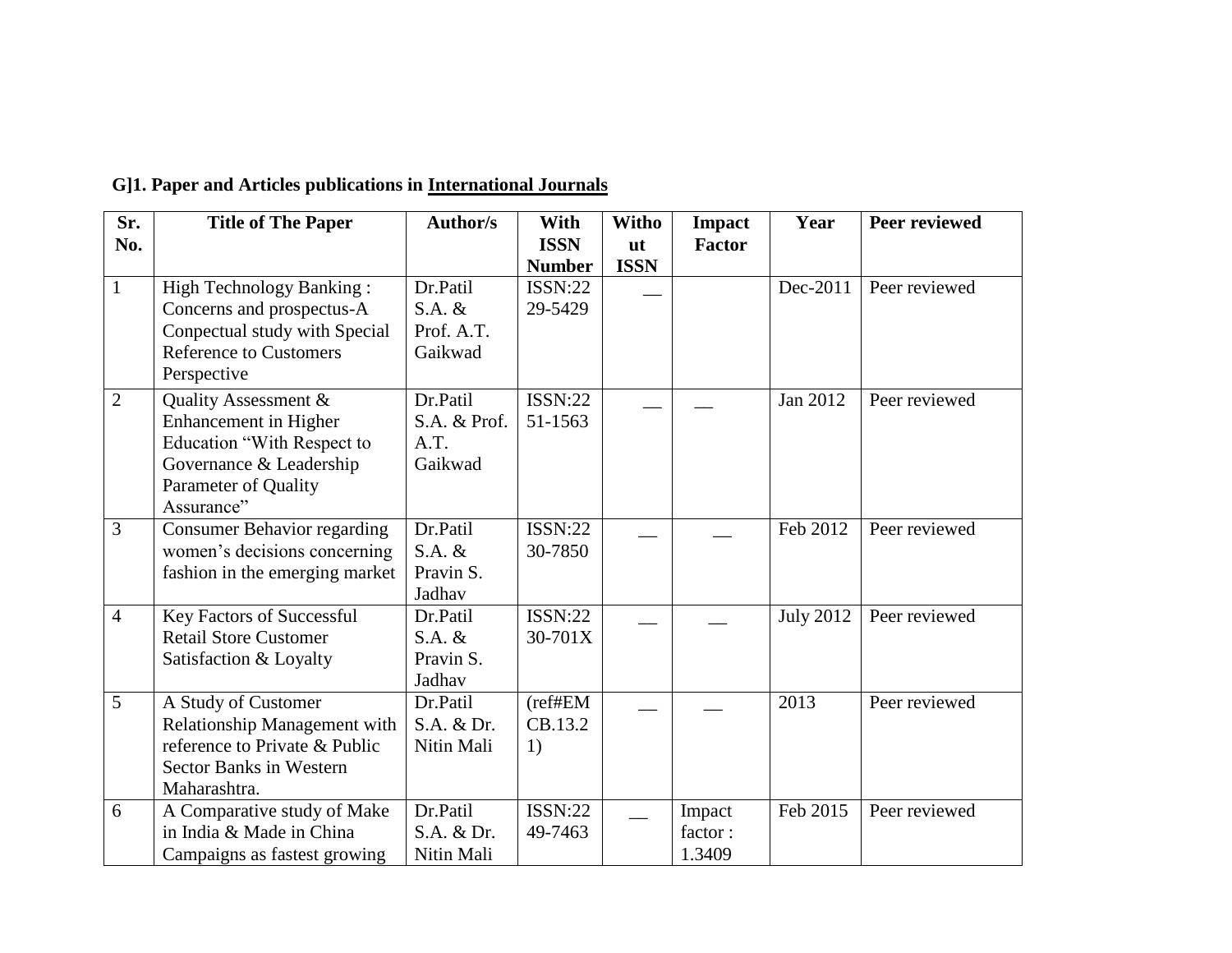**G]1. Paper and Articles publications in <u>International Journals</u>**

| Sr. No. | Title of The Paper | Author/s | With ISSN Number | Without ISSN | Impact Factor | Year | Peer reviewed |
|---|---|---|---|---|---|---|---|
| 1 | High Technology Banking : Concerns and prospectus-A Conpectual study with Special Reference to Customers Perspective | Dr.Patil S.A. & Prof. A.T. Gaikwad | ISSN:2229-5429 | __ | | Dec-2011 | Peer reviewed |
| 2 | Quality Assessment & Enhancement in Higher Education "With Respect to Governance & Leadership Parameter of Quality Assurance" | Dr.Patil S.A. & Prof. A.T. Gaikwad | ISSN:2251-1563 | __ | __ | Jan 2012 | Peer reviewed |
| 3 | Consumer Behavior regarding women's decisions concerning fashion in the emerging market | Dr.Patil S.A. & Pravin S. Jadhav | ISSN:2230-7850 | __ | __ | Feb 2012 | Peer reviewed |
| 4 | Key Factors of Successful Retail Store Customer Satisfaction & Loyalty | Dr.Patil S.A. & Pravin S. Jadhav | ISSN:2230-701X | __ | __ | July 2012 | Peer reviewed |
| 5 | A Study of Customer Relationship Management with reference to Private & Public Sector Banks in Western Maharashtra. | Dr.Patil S.A. & Dr. Nitin Mali | (ref#EMCB.13.21) | __ | __ | 2013 | Peer reviewed |
| 6 | A Comparative study of Make in India & Made in China Campaigns as fastest growing | Dr.Patil S.A. & Dr. Nitin Mali | ISSN:2249-7463 | __ | Impact factor : 1.3409 | Feb 2015 | Peer reviewed |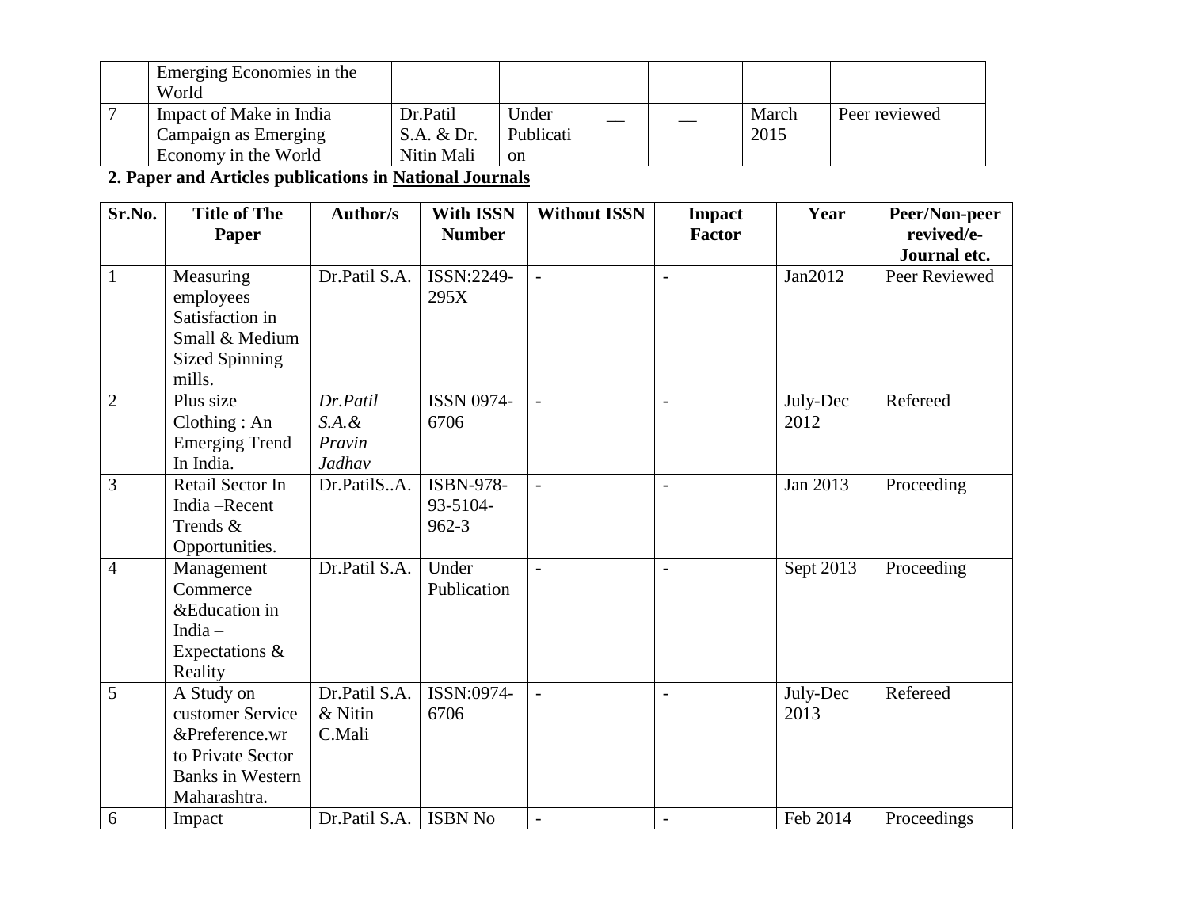| | | | | | | | |
|---|---|---|---|---|---|---|---|
| | Emerging Economies in the World | | | | | | |
| 7 | Impact of Make in India Campaign as Emerging Economy in the World | Dr.Patil S.A. & Dr. Nitin Mali | Under Publication | __ | __ | March 2015 | Peer reviewed |

**2. Paper and Articles publications in <u>National Journals</u>**

| Sr.No. | Title of The Paper | Author/s | With ISSN Number | Without ISSN | Impact Factor | Year | Peer/Non-peer revived/e-Journal etc. |
|---|---|---|---|---|---|---|---|
| 1 | Measuring employees Satisfaction in Small & Medium Sized Spinning mills. | Dr.Patil S.A. | ISSN:2249-295X | - | - | Jan2012 | Peer Reviewed |
| 2 | Plus size Clothing : An Emerging Trend In India. | *Dr.Patil S.A.& Pravin Jadhav* | ISSN 0974-6706 | - | - | July-Dec 2012 | Refereed |
| 3 | Retail Sector In India –Recent Trends & Opportunities. | Dr.PatilS..A. | ISBN-978-93-5104-962-3 | - | - | Jan 2013 | Proceeding |
| 4 | Management Commerce &Education in India – Expectations & Reality | Dr.Patil S.A. | Under Publication | - | - | Sept 2013 | Proceeding |
| 5 | A Study on customer Service &Preference.wr to Private Sector Banks in Western Maharashtra. | Dr.Patil S.A. & Nitin C.Mali | ISSN:0974-6706 | - | - | July-Dec 2013 | Refereed |
| 6 | Impact | Dr.Patil S.A. | ISBN No | - | - | Feb 2014 | Proceedings |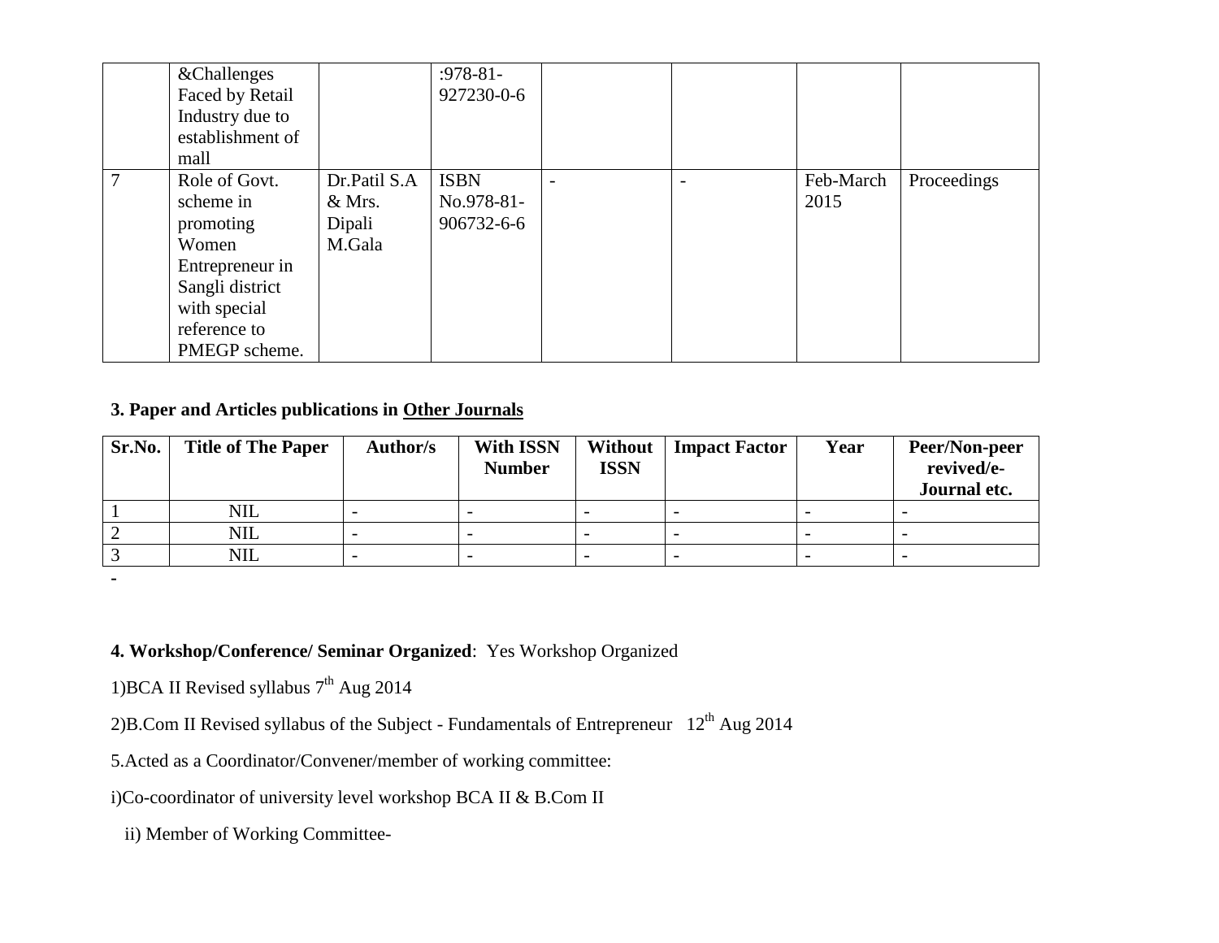| | &Challenges Faced by Retail Industry due to establishment of mall | | :978-81-927230-0-6 | | | | |
|---|---|---|---|---|---|---|---|
| 7 | Role of Govt. scheme in promoting Women Entrepreneur in Sangli district with special reference to PMEGP scheme. | Dr.Patil S.A & Mrs. Dipali M.Gala | ISBN No.978-81-906732-6-6 | - | - | Feb-March 2015 | Proceedings |

**3. Paper and Articles publications in <u>Other Journals</u>**

| Sr.No. | Title of The Paper | Author/s | With ISSN Number | Without ISSN | Impact Factor | Year | Peer/Non-peer revived/e-Journal etc. |
|---|---|---|---|---|---|---|---|
| 1 | NIL | - | - | - | - | - | - |
| 2 | NIL | - | - | - | - | - | - |
| 3 | NIL | - | - | - | - | - | - |

-

**4. Workshop/Conference/ Seminar Organized**: Yes Workshop Organized

1)BCA II Revised syllabus 7th Aug 2014

2)B.Com II Revised syllabus of the Subject - Fundamentals of Entrepreneur 12th Aug 2014

5.Acted as a Coordinator/Convener/member of working committee:

i)Co-coordinator of university level workshop BCA II & B.Com II

ii) Member of Working Committee-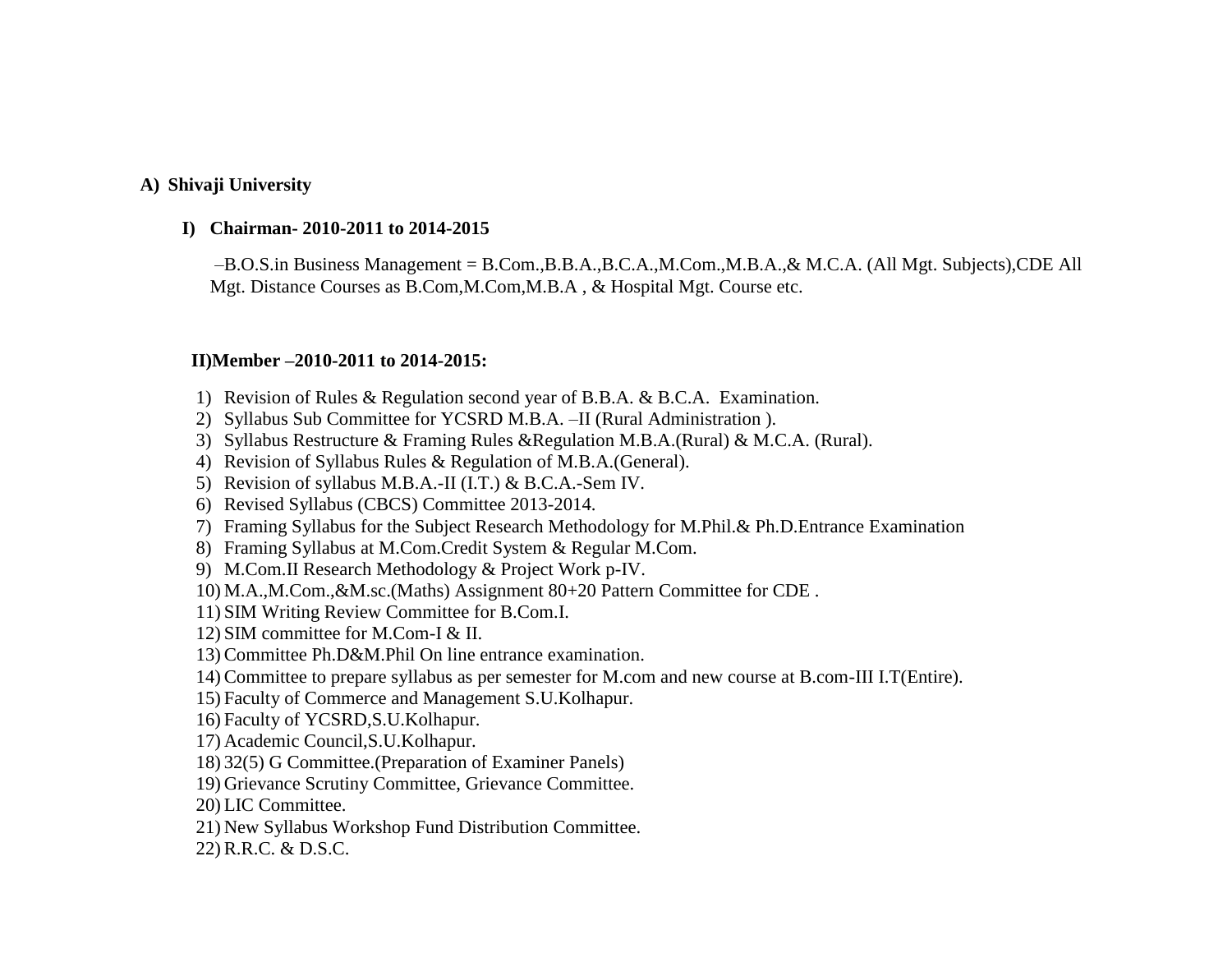**A) Shivaji University**

**I) Chairman- 2010-2011 to 2014-2015**

–B.O.S.in Business Management = B.Com.,B.B.A.,B.C.A.,M.Com.,M.B.A.,& M.C.A. (All Mgt. Subjects),CDE All Mgt. Distance Courses as B.Com,M.Com,M.B.A , & Hospital Mgt. Course etc.

**II)Member –2010-2011 to 2014-2015:**

1) Revision of Rules & Regulation second year of B.B.A. & B.C.A. Examination.
2) Syllabus Sub Committee for YCSRD M.B.A. –II (Rural Administration ).
3) Syllabus Restructure & Framing Rules &Regulation M.B.A.(Rural) & M.C.A. (Rural).
4) Revision of Syllabus Rules & Regulation of M.B.A.(General).
5) Revision of syllabus M.B.A.-II (I.T.) & B.C.A.-Sem IV.
6) Revised Syllabus (CBCS) Committee 2013-2014.
7) Framing Syllabus for the Subject Research Methodology for M.Phil.& Ph.D.Entrance Examination
8) Framing Syllabus at M.Com.Credit System & Regular M.Com.
9) M.Com.II Research Methodology & Project Work p-IV.
10) M.A.,M.Com.,&M.sc.(Maths) Assignment 80+20 Pattern Committee for CDE .
11) SIM Writing Review Committee for B.Com.I.
12) SIM committee for M.Com-I & II.
13) Committee Ph.D&M.Phil On line entrance examination.
14) Committee to prepare syllabus as per semester for M.com and new course at B.com-III I.T(Entire).
15) Faculty of Commerce and Management S.U.Kolhapur.
16) Faculty of YCSRD,S.U.Kolhapur.
17) Academic Council,S.U.Kolhapur.
18) 32(5) G Committee.(Preparation of Examiner Panels)
19) Grievance Scrutiny Committee, Grievance Committee.
20) LIC Committee.
21) New Syllabus Workshop Fund Distribution Committee.
22) R.R.C. & D.S.C.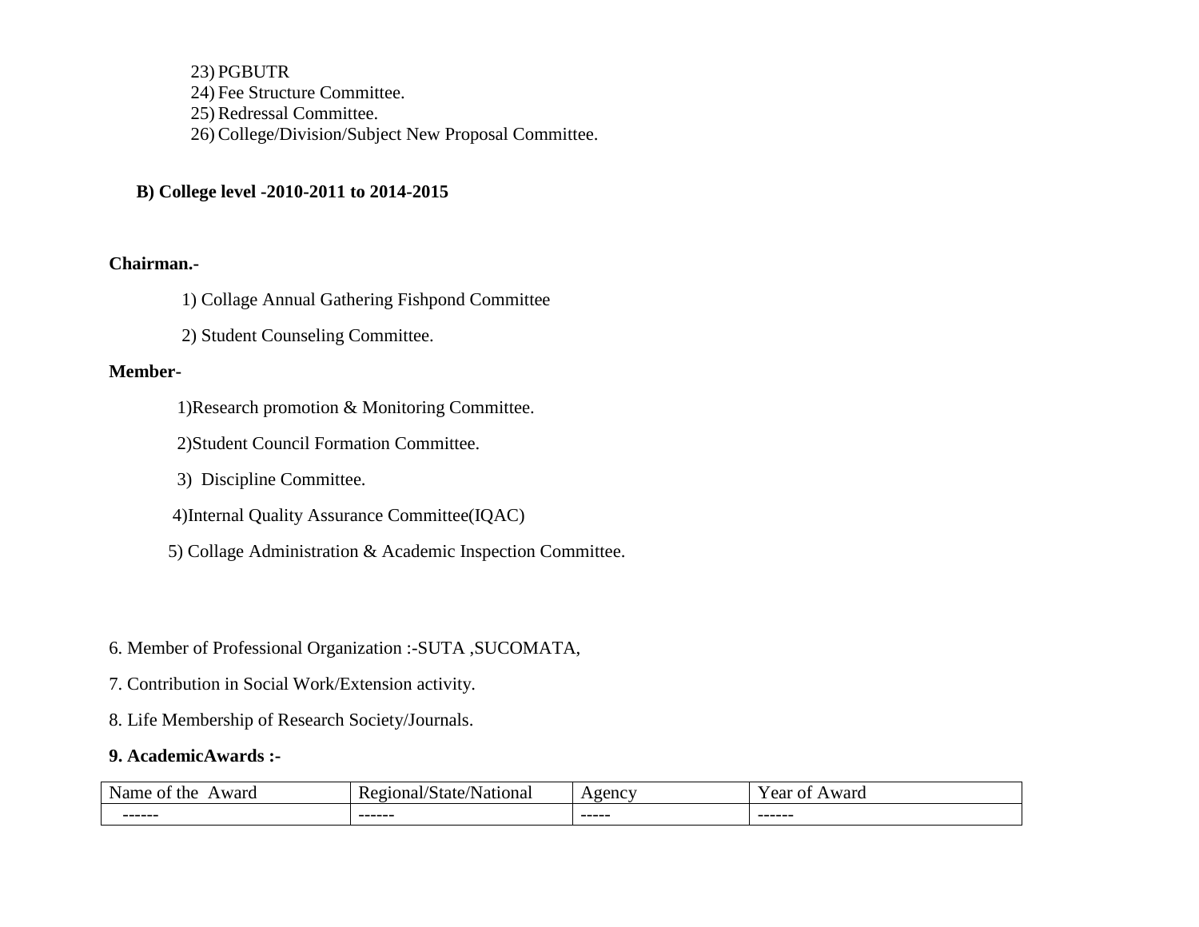23) PGBUTR
24) Fee Structure Committee.
25) Redressal Committee.
26) College/Division/Subject New Proposal Committee.

**B) College level -2010-2011 to 2014-2015**

**Chairman.-**

1) Collage Annual Gathering Fishpond Committee

2) Student Counseling Committee.

**Member-**

1)Research promotion & Monitoring Committee.

2)Student Council Formation Committee.

3) Discipline Committee.

4)Internal Quality Assurance Committee(IQAC)

5) Collage Administration & Academic Inspection Committee.

6. Member of Professional Organization :-SUTA ,SUCOMATA,

7. Contribution in Social Work/Extension activity.

8. Life Membership of Research Society/Journals.

**9. AcademicAwards :-**

| Name of the Award | Regional/State/National | Agency | Year of Award |
|---|---|---|---|
| ------ | ------ | ----- | ------ |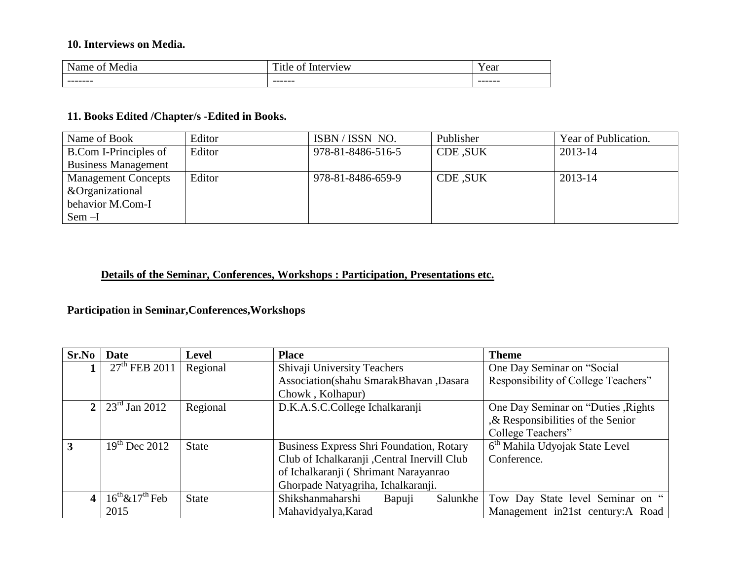**10. Interviews on Media.**

| Name of Media | Title of Interview | Year |
|---|---|---|
| ------- | ------ | ------ |

**11. Books Edited /Chapter/s -Edited in Books.**

| Name of Book | Editor | ISBN / ISSN NO. | Publisher | Year of Publication. |
|---|---|---|---|---|
| B.Com I-Principles of Business Management | Editor | 978-81-8486-516-5 | CDE ,SUK | 2013-14 |
| Management Concepts &Organizational behavior M.Com-I Sem –I | Editor | 978-81-8486-659-9 | CDE ,SUK | 2013-14 |

**<u>Details of the Seminar, Conferences, Workshops : Participation, Presentations etc.</u>**

**Participation in Seminar,Conferences,Workshops**

| Sr.No | Date | Level | Place | Theme |
|---|---|---|---|---|
| 1 | 27th FEB 2011 | Regional | Shivaji University Teachers Association(shahu SmarakBhavan ,Dasara Chowk , Kolhapur) | One Day Seminar on "Social Responsibility of College Teachers" |
| 2 | 23rd Jan 2012 | Regional | D.K.A.S.C.College Ichalkaranji | One Day Seminar on "Duties ,Rights ,& Responsibilities of the Senior College Teachers" |
| 3 | 19th Dec 2012 | State | Business Express Shri Foundation, Rotary Club of Ichalkaranji ,Central Inervill Club of Ichalkaranji ( Shrimant Narayanrao Ghorpade Natyagriha, Ichalkaranji. | 6th Mahila Udyojak State Level Conference. |
| 4 | 16th&17th Feb 2015 | State | Shikshanmaharshi Bapuji Salunkhe Mahavidyalya,Karad | Tow Day State level Seminar on " Management in21st century:A Road |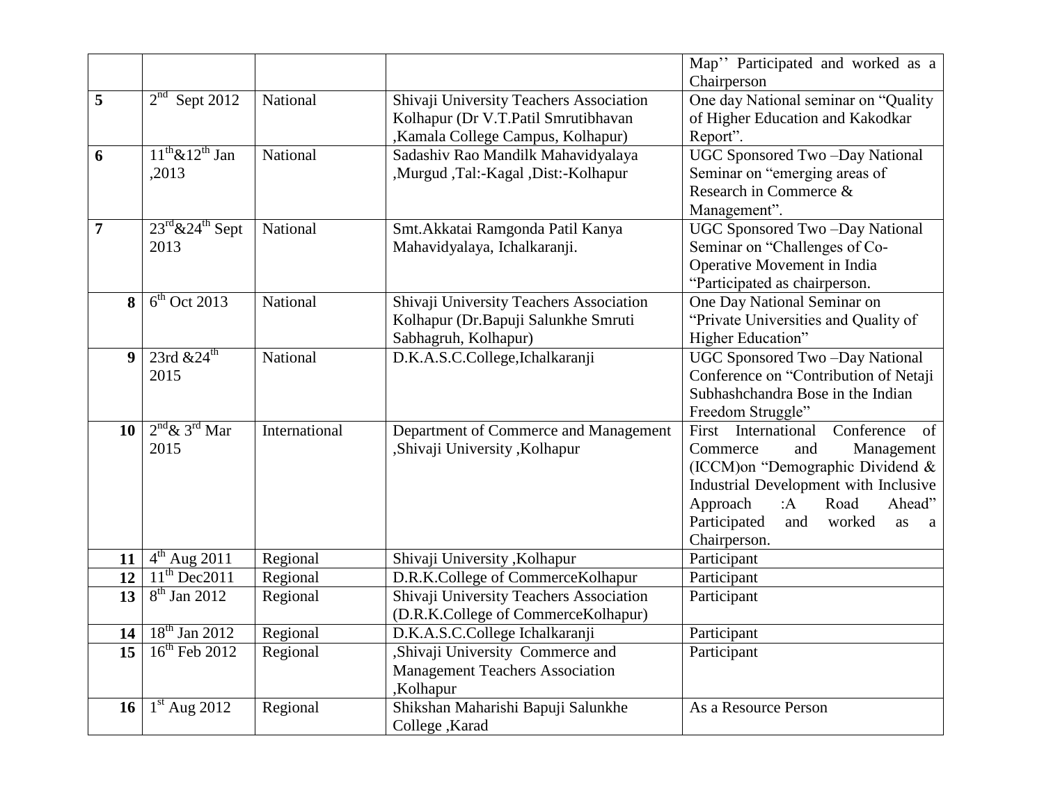|  |  |  |  | Map'' Participated and worked as a Chairperson |
|---|---|---|---|---|
| **5** | 2nd Sept 2012 | National | Shivaji University Teachers Association Kolhapur (Dr V.T.Patil Smrutibhavan ,Kamala College Campus, Kolhapur) | One day National seminar on "Quality of Higher Education and Kakodkar Report". |
| **6** | 11th&12th Jan ,2013 | National | Sadashiv Rao Mandilk Mahavidyalaya ,Murgud ,Tal:-Kagal ,Dist:-Kolhapur | UGC Sponsored Two –Day National Seminar on "emerging areas of Research in Commerce & Management". |
| **7** | 23rd&24th Sept 2013 | National | Smt.Akkatai Ramgonda Patil Kanya Mahavidyalaya, Ichalkaranji. | UGC Sponsored Two –Day National Seminar on "Challenges of Co-Operative Movement in India "Participated as chairperson. |
| **8** | 6th Oct 2013 | National | Shivaji University Teachers Association Kolhapur (Dr.Bapuji Salunkhe Smruti Sabhagruh, Kolhapur) | One Day National Seminar on "Private Universities and Quality of Higher Education" |
| **9** | 23rd &24th 2015 | National | D.K.A.S.C.College,Ichalkaranji | UGC Sponsored Two –Day National Conference on "Contribution of Netaji Subhashchandra Bose in the Indian Freedom Struggle" |
| **10** | 2nd& 3rd Mar 2015 | International | Department of Commerce and Management ,Shivaji University ,Kolhapur | First International Conference of Commerce and Management (ICCM)on "Demographic Dividend & Industrial Development with Inclusive Approach :A Road Ahead" Participated and worked as a Chairperson. |
| **11** | 4th Aug 2011 | Regional | Shivaji University ,Kolhapur | Participant |
| **12** | 11th Dec2011 | Regional | D.R.K.College of CommerceKolhapur | Participant |
| **13** | 8th Jan 2012 | Regional | Shivaji University Teachers Association (D.R.K.College of CommerceKolhapur) | Participant |
| **14** | 18th Jan 2012 | Regional | D.K.A.S.C.College Ichalkaranji | Participant |
| **15** | 16th Feb 2012 | Regional | ,Shivaji University Commerce and Management Teachers Association ,Kolhapur | Participant |
| **16** | 1st Aug 2012 | Regional | Shikshan Maharishi Bapuji Salunkhe College ,Karad | As a Resource Person |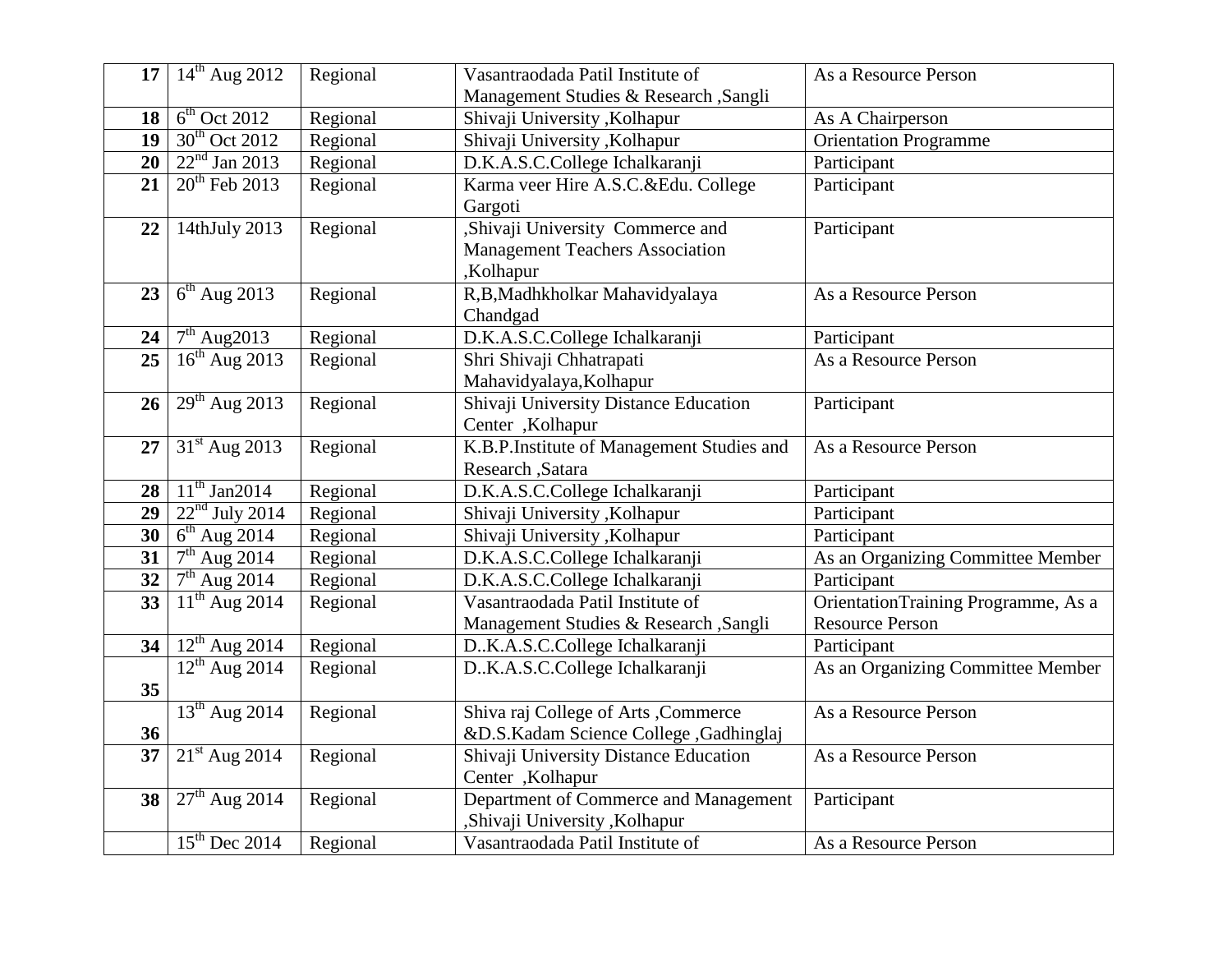| 17 | 14th Aug 2012 | Regional | Vasantraodada Patil Institute of Management Studies & Research ,Sangli | As a Resource Person |
|---|---|---|---|---|
| 18 | 6th Oct 2012 | Regional | Shivaji University ,Kolhapur | As A Chairperson |
| 19 | 30th Oct 2012 | Regional | Shivaji University ,Kolhapur | Orientation Programme |
| 20 | 22nd Jan 2013 | Regional | D.K.A.S.C.College Ichalkaranji | Participant |
| 21 | 20th Feb 2013 | Regional | Karma veer Hire A.S.C.&Edu. College Gargoti | Participant |
| 22 | 14thJuly 2013 | Regional | ,Shivaji University Commerce and Management Teachers Association ,Kolhapur | Participant |
| 23 | 6th Aug 2013 | Regional | R,B,Madhkholkar Mahavidyalaya Chandgad | As a Resource Person |
| 24 | 7th Aug2013 | Regional | D.K.A.S.C.College Ichalkaranji | Participant |
| 25 | 16th Aug 2013 | Regional | Shri Shivaji Chhatrapati Mahavidyalaya,Kolhapur | As a Resource Person |
| 26 | 29th Aug 2013 | Regional | Shivaji University Distance Education Center ,Kolhapur | Participant |
| 27 | 31st Aug 2013 | Regional | K.B.P.Institute of Management Studies and Research ,Satara | As a Resource Person |
| 28 | 11th Jan2014 | Regional | D.K.A.S.C.College Ichalkaranji | Participant |
| 29 | 22nd July 2014 | Regional | Shivaji University ,Kolhapur | Participant |
| 30 | 6th Aug 2014 | Regional | Shivaji University ,Kolhapur | Participant |
| 31 | 7th Aug 2014 | Regional | D.K.A.S.C.College Ichalkaranji | As an Organizing Committee Member |
| 32 | 7th Aug 2014 | Regional | D.K.A.S.C.College Ichalkaranji | Participant |
| 33 | 11th Aug 2014 | Regional | Vasantraodada Patil Institute of Management Studies & Research ,Sangli | OrientationTraining Programme, As a Resource Person |
| 34 | 12th Aug 2014 | Regional | D..K.A.S.C.College Ichalkaranji | Participant |
| 35 | 12th Aug 2014 | Regional | D..K.A.S.C.College Ichalkaranji | As an Organizing Committee Member |
| 36 | 13th Aug 2014 | Regional | Shiva raj College of Arts ,Commerce &D.S.Kadam Science College ,Gadhinglaj | As a Resource Person |
| 37 | 21st Aug 2014 | Regional | Shivaji University Distance Education Center ,Kolhapur | As a Resource Person |
| 38 | 27th Aug 2014 | Regional | Department of Commerce and Management ,Shivaji University ,Kolhapur | Participant |
| | 15th Dec 2014 | Regional | Vasantraodada Patil Institute of | As a Resource Person |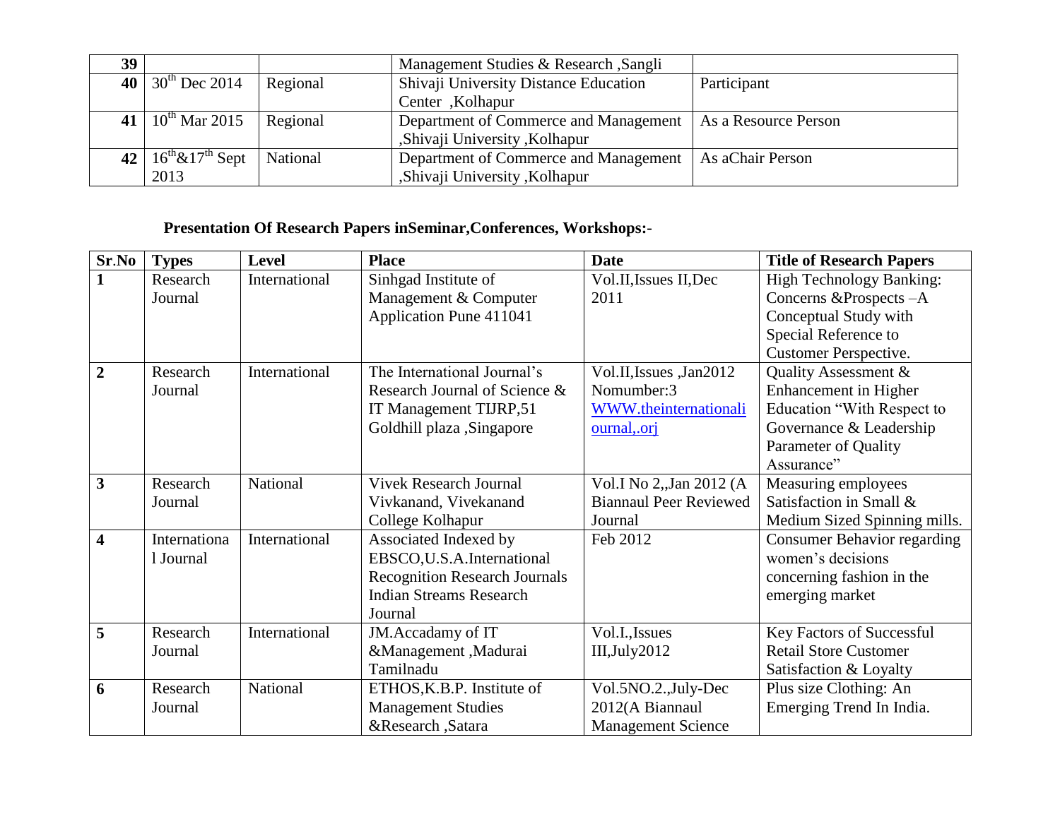| 39 | | | Management Studies & Research ,Sangli | |
|---|---|---|---|---|
| 40 | 30th Dec 2014 | Regional | Shivaji University Distance Education Center ,Kolhapur | Participant |
| 41 | 10th Mar 2015 | Regional | Department of Commerce and Management ,Shivaji University ,Kolhapur | As a Resource Person |
| 42 | 16th&17th Sept 2013 | National | Department of Commerce and Management ,Shivaji University ,Kolhapur | As aChair Person |

**Presentation Of Research Papers inSeminar,Conferences, Workshops:-**

| Sr.No | Types | Level | Place | Date | Title of Research Papers |
|---|---|---|---|---|---|
| 1 | Research Journal | International | Sinhgad Institute of Management & Computer Application Pune 411041 | Vol.II,Issues II,Dec 2011 | High Technology Banking: Concerns &Prospects –A Conceptual Study with Special Reference to Customer Perspective. |
| 2 | Research Journal | International | The International Journal's Research Journal of Science & IT Management TIJRP,51 Goldhill plaza ,Singapore | Vol.II,Issues ,Jan2012 Nomumber:3 WWW.theinternationaliournal,.orj | Quality Assessment & Enhancement in Higher Education "With Respect to Governance & Leadership Parameter of Quality Assurance" |
| 3 | Research Journal | National | Vivek Research Journal Vivkanand, Vivekanand College Kolhapur | Vol.I No 2,,Jan 2012 (A Biannaul Peer Reviewed Journal | Measuring employees Satisfaction in Small & Medium Sized Spinning mills. |
| 4 | International Journal | International | Associated Indexed by EBSCO,U.S.A.International Recognition Research Journals Indian Streams Research Journal | Feb 2012 | Consumer Behavior regarding women's decisions concerning fashion in the emerging market |
| 5 | Research Journal | International | JM.Accadamy of IT &Management ,Madurai Tamilnadu | Vol.I.,Issues III,July2012 | Key Factors of Successful Retail Store Customer Satisfaction & Loyalty |
| 6 | Research Journal | National | ETHOS,K.B.P. Institute of Management Studies &Research ,Satara | Vol.5NO.2.,July-Dec 2012(A Biannaul Management Science | Plus size Clothing: An Emerging Trend In India. |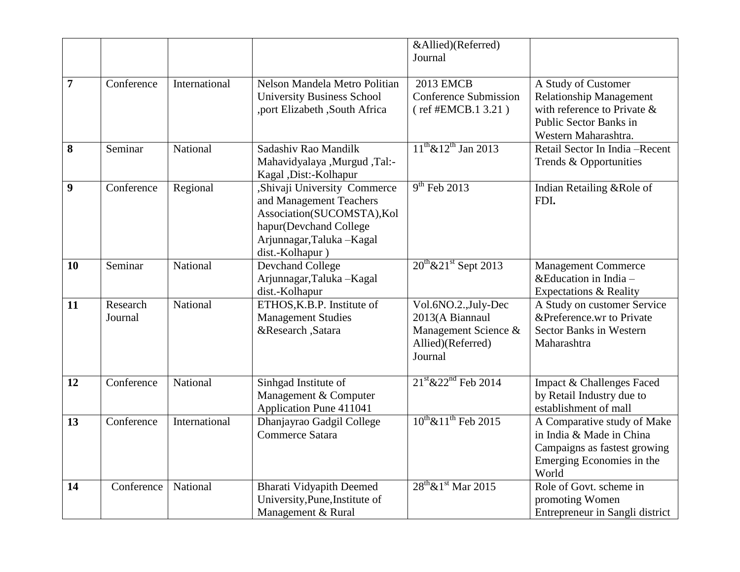|  |  |  |  | &Allied)(Referred) Journal |  |
|---|---|---|---|---|---|
| **7** | Conference | International | Nelson Mandela Metro Politian University Business School ,port Elizabeth ,South Africa | 2013 EMCB Conference Submission ( ref #EMCB.1 3.21 ) | A Study of Customer Relationship Management with reference to Private & Public Sector Banks in Western Maharashtra. |
| **8** | Seminar | National | Sadashiv Rao Mandilk Mahavidyalaya ,Murgud ,Tal:-Kagal ,Dist:-Kolhapur | $11^{th}$&$12^{th}$ Jan 2013 | Retail Sector In India –Recent Trends & Opportunities |
| **9** | Conference | Regional | ,Shivaji University Commerce and Management Teachers Association(SUCOMSTA),Kolhapur(Devchand College Arjunnagar,Taluka –Kagal dist.-Kolhapur ) | $9^{th}$ Feb 2013 | Indian Retailing &Role of FDI**.** |
| **10** | Seminar | National | Devchand College Arjunnagar,Taluka –Kagal dist.-Kolhapur | $20^{th}$&$21^{st}$ Sept 2013 | Management Commerce &Education in India – Expectations & Reality |
| **11** | Research Journal | National | ETHOS,K.B.P. Institute of Management Studies &Research ,Satara | Vol.6NO.2.,July-Dec 2013(A Biannaul Management Science & Allied)(Referred) Journal | A Study on customer Service &Preference.wr to Private Sector Banks in Western Maharashtra |
| **12** | Conference | National | Sinhgad Institute of Management & Computer Application Pune 411041 | $21^{st}$&$22^{nd}$ Feb 2014 | Impact & Challenges Faced by Retail Industry due to establishment of mall |
| **13** | Conference | International | Dhanjayrao Gadgil College Commerce Satara | $10^{th}$&$11^{th}$ Feb 2015 | A Comparative study of Make in India & Made in China Campaigns as fastest growing Emerging Economies in the World |
| **14** | Conference | National | Bharati Vidyapith Deemed University,Pune,Institute of Management & Rural | $28^{th}$&$1^{st}$ Mar 2015 | Role of Govt. scheme in promoting Women Entrepreneur in Sangli district |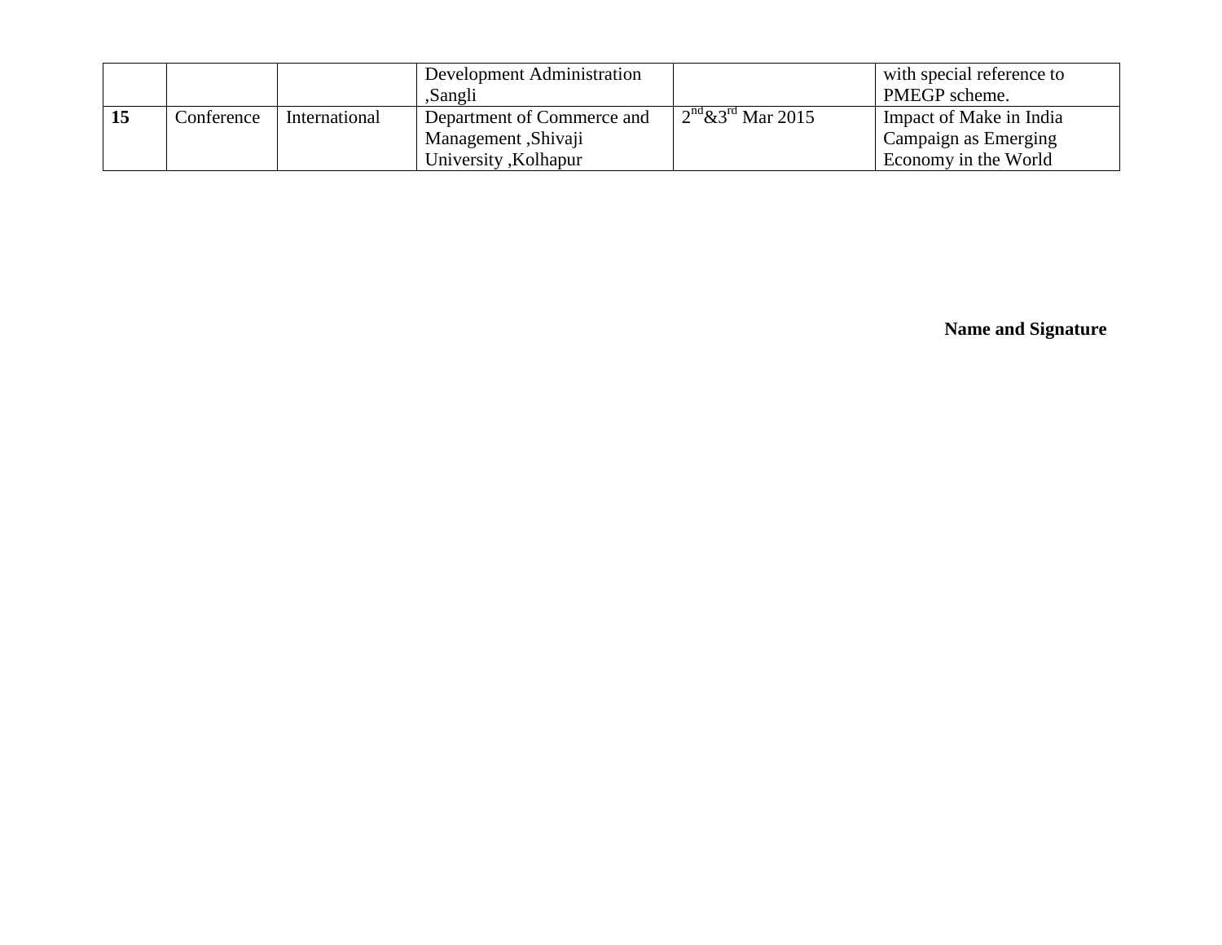| | | | | | |
|---|---|---|---|---|---|
| | | | Development Administration ,Sangli | | with special reference to PMEGP scheme. |
| **15** | Conference | International | Department of Commerce and Management ,Shivaji University ,Kolhapur | 2nd&3rd Mar 2015 | Impact of Make in India Campaign as Emerging Economy in the World |

**Name and Signature**